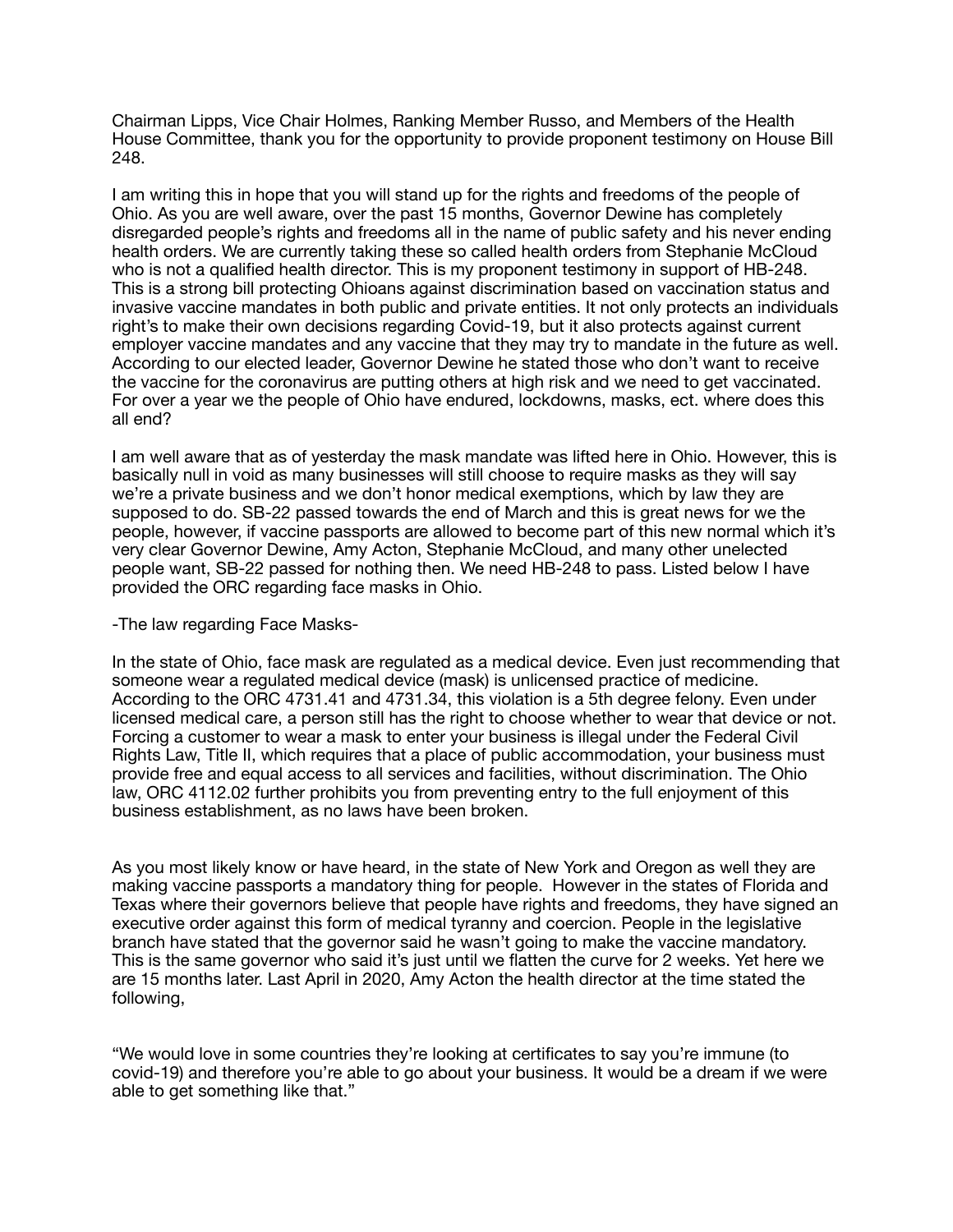Chairman Lipps, Vice Chair Holmes, Ranking Member Russo, and Members of the Health House Committee, thank you for the opportunity to provide proponent testimony on House Bill 248.

I am writing this in hope that you will stand up for the rights and freedoms of the people of Ohio. As you are well aware, over the past 15 months, Governor Dewine has completely disregarded people's rights and freedoms all in the name of public safety and his never ending health orders. We are currently taking these so called health orders from Stephanie McCloud who is not a qualified health director. This is my proponent testimony in support of HB-248. This is a strong bill protecting Ohioans against discrimination based on vaccination status and invasive vaccine mandates in both public and private entities. It not only protects an individuals right's to make their own decisions regarding Covid-19, but it also protects against current employer vaccine mandates and any vaccine that they may try to mandate in the future as well. According to our elected leader, Governor Dewine he stated those who don't want to receive the vaccine for the coronavirus are putting others at high risk and we need to get vaccinated. For over a year we the people of Ohio have endured, lockdowns, masks, ect. where does this all end?

I am well aware that as of yesterday the mask mandate was lifted here in Ohio. However, this is basically null in void as many businesses will still choose to require masks as they will say we're a private business and we don't honor medical exemptions, which by law they are supposed to do. SB-22 passed towards the end of March and this is great news for we the people, however, if vaccine passports are allowed to become part of this new normal which it's very clear Governor Dewine, Amy Acton, Stephanie McCloud, and many other unelected people want, SB-22 passed for nothing then. We need HB-248 to pass. Listed below I have provided the ORC regarding face masks in Ohio.

-The law regarding Face Masks-

In the state of Ohio, face mask are regulated as a medical device. Even just recommending that someone wear a regulated medical device (mask) is unlicensed practice of medicine. According to the ORC 4731.41 and 4731.34, this violation is a 5th degree felony. Even under licensed medical care, a person still has the right to choose whether to wear that device or not. Forcing a customer to wear a mask to enter your business is illegal under the Federal Civil Rights Law, Title II, which requires that a place of public accommodation, your business must provide free and equal access to all services and facilities, without discrimination. The Ohio law, ORC 4112.02 further prohibits you from preventing entry to the full enjoyment of this business establishment, as no laws have been broken.

As you most likely know or have heard, in the state of New York and Oregon as well they are making vaccine passports a mandatory thing for people. However in the states of Florida and Texas where their governors believe that people have rights and freedoms, they have signed an executive order against this form of medical tyranny and coercion. People in the legislative branch have stated that the governor said he wasn't going to make the vaccine mandatory. This is the same governor who said it's just until we flatten the curve for 2 weeks. Yet here we are 15 months later. Last April in 2020, Amy Acton the health director at the time stated the following,

"We would love in some countries they're looking at certificates to say you're immune (to covid-19) and therefore you're able to go about your business. It would be a dream if we were able to get something like that."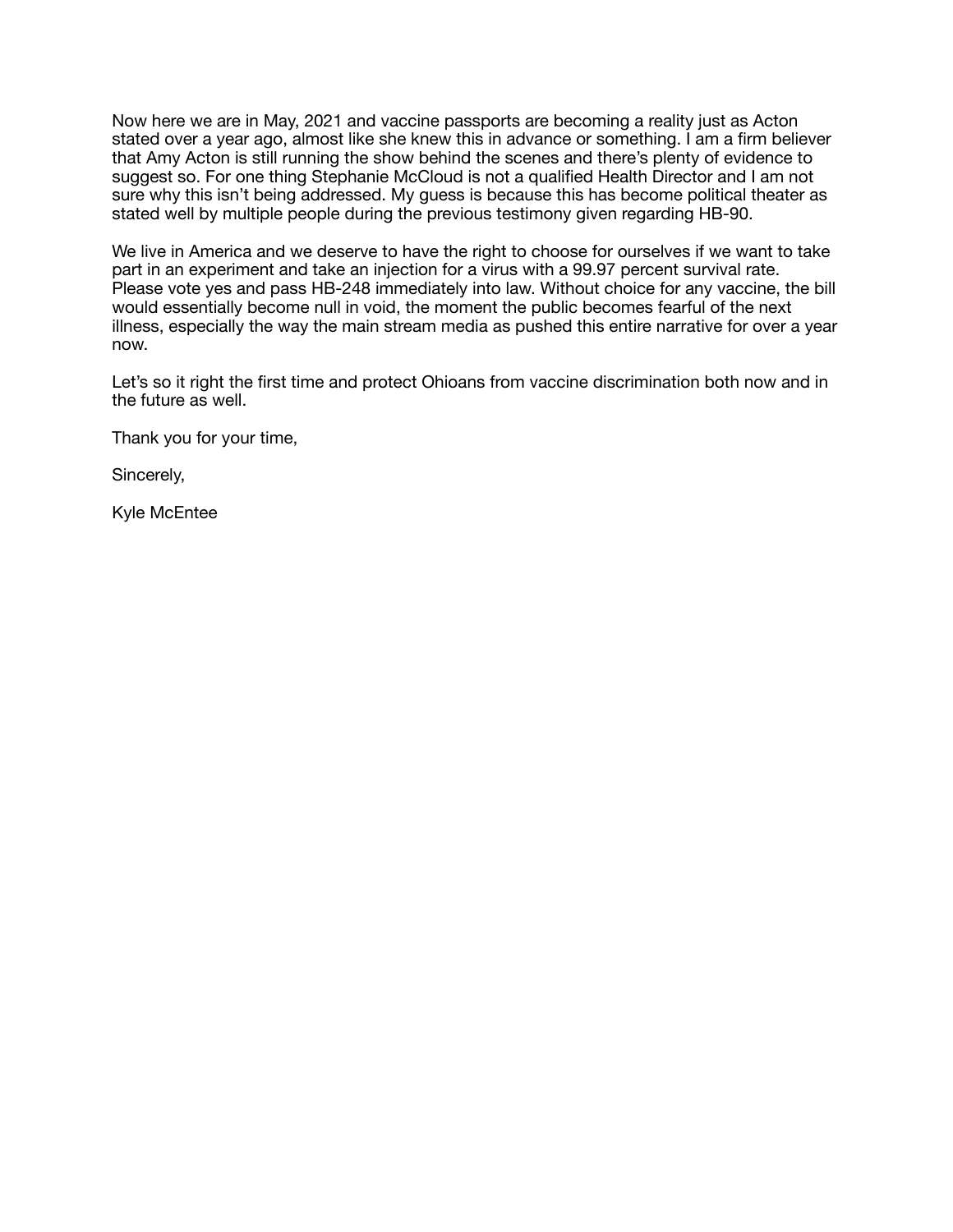Now here we are in May, 2021 and vaccine passports are becoming a reality just as Acton stated over a year ago, almost like she knew this in advance or something. I am a firm believer that Amy Acton is still running the show behind the scenes and there's plenty of evidence to suggest so. For one thing Stephanie McCloud is not a qualified Health Director and I am not sure why this isn't being addressed. My guess is because this has become political theater as stated well by multiple people during the previous testimony given regarding HB-90.

We live in America and we deserve to have the right to choose for ourselves if we want to take part in an experiment and take an injection for a virus with a 99.97 percent survival rate. Please vote yes and pass HB-248 immediately into law. Without choice for any vaccine, the bill would essentially become null in void, the moment the public becomes fearful of the next illness, especially the way the main stream media as pushed this entire narrative for over a year now.

Let's so it right the first time and protect Ohioans from vaccine discrimination both now and in the future as well.

Thank you for your time,

Sincerely,

Kyle McEntee